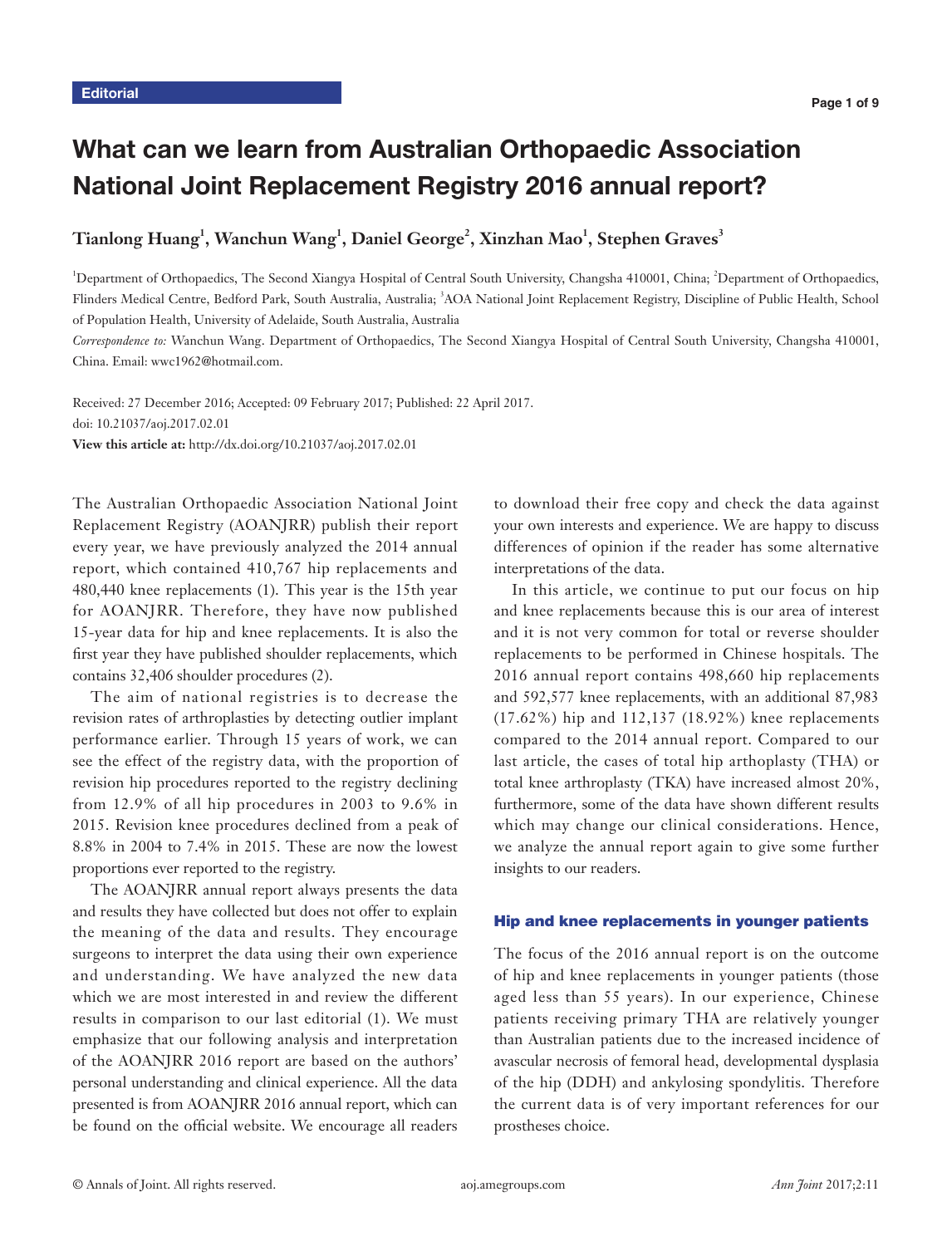Editorial

# What can we learn from Australian Orthopaedic Association National Joint Replacement Registry 2016 annual report?

**Tianlong Huang[1], Wanchun Wang[1], Daniel George[2], Xinzhan Mao[1], Stephen Graves[3]**

[1]Department of Orthopaedics, The Second Xiangya Hospital of Central South University, Changsha 410001, China; [2]Department of Orthopaedics, Flinders Medical Centre, Bedford Park, South Australia, Australia; [3]AOA National Joint Replacement Registry, Discipline of Public Health, School of Population Health, University of Adelaide, South Australia, Australia

*Correspondence to:* Wanchun Wang. Department of Orthopaedics, The Second Xiangya Hospital of Central South University, Changsha 410001, China. Email: wwc1962@hotmail.com.

Received: 27 December 2016; Accepted: 09 February 2017; Published: 22 April 2017.
doi: 10.21037/aoj.2017.02.01
**View this article at:** http://dx.doi.org/10.21037/aoj.2017.02.01

The Australian Orthopaedic Association National Joint Replacement Registry (AOANJRR) publish their report every year, we have previously analyzed the 2014 annual report, which contained 410,767 hip replacements and 480,440 knee replacements (1). This year is the 15th year for AOANJRR. Therefore, they have now published 15-year data for hip and knee replacements. It is also the first year they have published shoulder replacements, which contains 32,406 shoulder procedures (2).

The aim of national registries is to decrease the revision rates of arthroplasties by detecting outlier implant performance earlier. Through 15 years of work, we can see the effect of the registry data, with the proportion of revision hip procedures reported to the registry declining from 12.9% of all hip procedures in 2003 to 9.6% in 2015. Revision knee procedures declined from a peak of 8.8% in 2004 to 7.4% in 2015. These are now the lowest proportions ever reported to the registry.

The AOANJRR annual report always presents the data and results they have collected but does not offer to explain the meaning of the data and results. They encourage surgeons to interpret the data using their own experience and understanding. We have analyzed the new data which we are most interested in and review the different results in comparison to our last editorial (1). We must emphasize that our following analysis and interpretation of the AOANJRR 2016 report are based on the authors' personal understanding and clinical experience. All the data presented is from AOANJRR 2016 annual report, which can be found on the official website. We encourage all readers to download their free copy and check the data against your own interests and experience. We are happy to discuss differences of opinion if the reader has some alternative interpretations of the data.

In this article, we continue to put our focus on hip and knee replacements because this is our area of interest and it is not very common for total or reverse shoulder replacements to be performed in Chinese hospitals. The 2016 annual report contains 498,660 hip replacements and 592,577 knee replacements, with an additional 87,983 (17.62%) hip and 112,137 (18.92%) knee replacements compared to the 2014 annual report. Compared to our last article, the cases of total hip arthoplasty (THA) or total knee arthroplasty (TKA) have increased almost 20%, furthermore, some of the data have shown different results which may change our clinical considerations. Hence, we analyze the annual report again to give some further insights to our readers.

## Hip and knee replacements in younger patients

The focus of the 2016 annual report is on the outcome of hip and knee replacements in younger patients (those aged less than 55 years). In our experience, Chinese patients receiving primary THA are relatively younger than Australian patients due to the increased incidence of avascular necrosis of femoral head, developmental dysplasia of the hip (DDH) and ankylosing spondylitis. Therefore the current data is of very important references for our prostheses choice.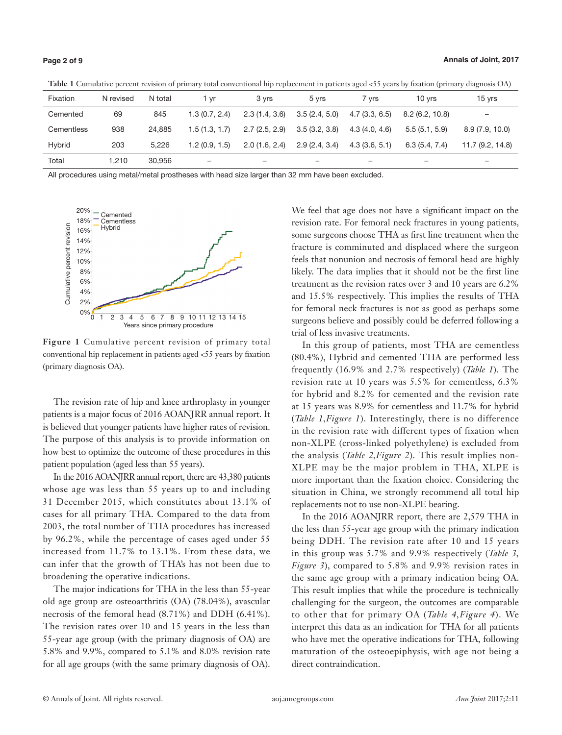**Table 1** Cumulative percent revision of primary total conventional hip replacement in patients aged <55 years by fixation (primary diagnosis OA)

| Fixation | N revised | N total | 1 yr | 3 yrs | 5 yrs | 7 yrs | 10 yrs | 15 yrs |
|---|---|---|---|---|---|---|---|---|
| Cemented | 69 | 845 | 1.3 (0.7, 2.4) | 2.3 (1.4, 3.6) | 3.5 (2.4, 5.0) | 4.7 (3.3, 6.5) | 8.2 (6.2, 10.8) | – |
| Cementless | 938 | 24,885 | 1.5 (1.3, 1.7) | 2.7 (2.5, 2.9) | 3.5 (3.2, 3.8) | 4.3 (4.0, 4.6) | 5.5 (5.1, 5.9) | 8.9 (7.9, 10.0) |
| Hybrid | 203 | 5,226 | 1.2 (0.9, 1.5) | 2.0 (1.6, 2.4) | 2.9 (2.4, 3.4) | 4.3 (3.6, 5.1) | 6.3 (5.4, 7.4) | 11.7 (9.2, 14.8) |
| Total | 1,210 | 30,956 | – | – | – | – | – | – |

All procedures using metal/metal prostheses with head size larger than 32 mm have been excluded.

**Figure 1** Cumulative percent revision of primary total conventional hip replacement in patients aged <55 years by fixation (primary diagnosis OA).

The revision rate of hip and knee arthroplasty in younger patients is a major focus of 2016 AOANJRR annual report. It is believed that younger patients have higher rates of revision. The purpose of this analysis is to provide information on how best to optimize the outcome of these procedures in this patient population (aged less than 55 years).

In the 2016 AOANJRR annual report, there are 43,380 patients whose age was less than 55 years up to and including 31 December 2015, which constitutes about 13.1% of cases for all primary THA. Compared to the data from 2003, the total number of THA procedures has increased by 96.2%, while the percentage of cases aged under 55 increased from 11.7% to 13.1%. From these data, we can infer that the growth of THA's has not been due to broadening the operative indications.

The major indications for THA in the less than 55-year old age group are osteoarthritis (OA) (78.04%), avascular necrosis of the femoral head (8.71%) and DDH (6.41%). The revision rates over 10 and 15 years in the less than 55-year age group (with the primary diagnosis of OA) are 5.8% and 9.9%, compared to 5.1% and 8.0% revision rate for all age groups (with the same primary diagnosis of OA). We feel that age does not have a significant impact on the revision rate. For femoral neck fractures in young patients, some surgeons choose THA as first line treatment when the fracture is comminuted and displaced where the surgeon feels that nonunion and necrosis of femoral head are highly likely. The data implies that it should not be the first line treatment as the revision rates over 3 and 10 years are 6.2% and 15.5% respectively. This implies the results of THA for femoral neck fractures is not as good as perhaps some surgeons believe and possibly could be deferred following a trial of less invasive treatments.

In this group of patients, most THA are cementless (80.4%), Hybrid and cemented THA are performed less frequently (16.9% and 2.7% respectively) (*Table 1*). The revision rate at 10 years was 5.5% for cementless, 6.3% for hybrid and 8.2% for cemented and the revision rate at 15 years was 8.9% for cementless and 11.7% for hybrid (*Table 1*,*Figure 1*). Interestingly, there is no difference in the revision rate with different types of fixation when non-XLPE (cross-linked polyethylene) is excluded from the analysis (*Table 2*,*Figure 2*). This result implies non-XLPE may be the major problem in THA, XLPE is more important than the fixation choice. Considering the situation in China, we strongly recommend all total hip replacements not to use non-XLPE bearing.

In the 2016 AOANJRR report, there are 2,579 THA in the less than 55-year age group with the primary indication being DDH. The revision rate after 10 and 15 years in this group was 5.7% and 9.9% respectively (*Table 3*, *Figure 3*), compared to 5.8% and 9.9% revision rates in the same age group with a primary indication being OA. This result implies that while the procedure is technically challenging for the surgeon, the outcomes are comparable to other that for primary OA (*Table 4*,*Figure 4*). We interpret this data as an indication for THA for all patients who have met the operative indications for THA, following maturation of the osteoepiphysis, with age not being a direct contraindication.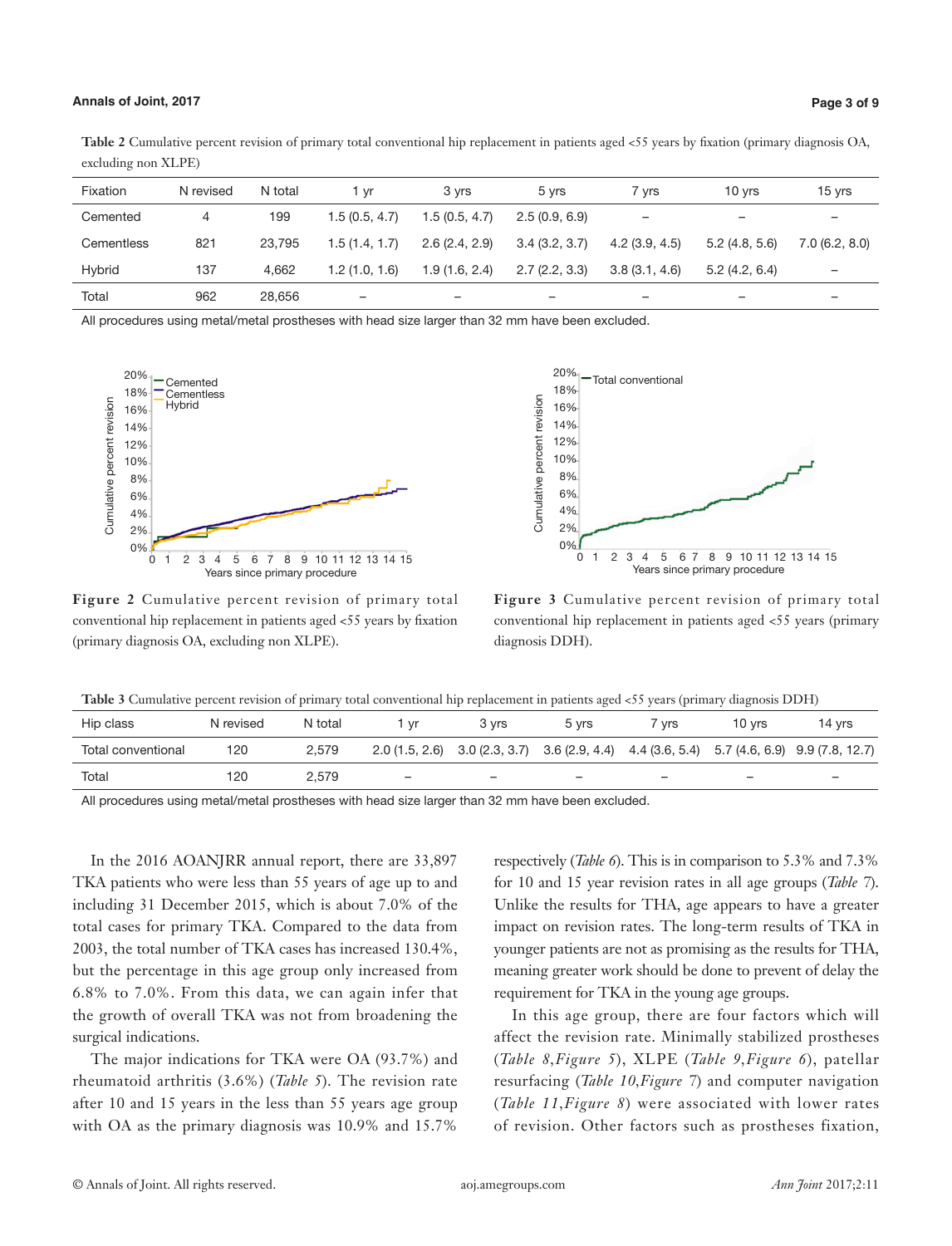**Table 2** Cumulative percent revision of primary total conventional hip replacement in patients aged <55 years by fixation (primary diagnosis OA, excluding non XLPE)

| Fixation | N revised | N total | 1 yr | 3 yrs | 5 yrs | 7 yrs | 10 yrs | 15 yrs |
|---|---|---|---|---|---|---|---|---|
| Cemented | 4 | 199 | 1.5 (0.5, 4.7) | 1.5 (0.5, 4.7) | 2.5 (0.9, 6.9) | – | – | – |
| Cementless | 821 | 23,795 | 1.5 (1.4, 1.7) | 2.6 (2.4, 2.9) | 3.4 (3.2, 3.7) | 4.2 (3.9, 4.5) | 5.2 (4.8, 5.6) | 7.0 (6.2, 8.0) |
| Hybrid | 137 | 4,662 | 1.2 (1.0, 1.6) | 1.9 (1.6, 2.4) | 2.7 (2.2, 3.3) | 3.8 (3.1, 4.6) | 5.2 (4.2, 6.4) | – |
| Total | 962 | 28,656 | – | – | – | – | – | – |

All procedures using metal/metal prostheses with head size larger than 32 mm have been excluded.

**Figure 2** Cumulative percent revision of primary total conventional hip replacement in patients aged <55 years by fixation (primary diagnosis OA, excluding non XLPE).

**Figure 3** Cumulative percent revision of primary total conventional hip replacement in patients aged <55 years (primary diagnosis DDH).

**Table 3** Cumulative percent revision of primary total conventional hip replacement in patients aged <55 years (primary diagnosis DDH)

| Hip class | N revised | N total | 1 yr | 3 yrs | 5 yrs | 7 yrs | 10 yrs | 14 yrs |
|---|---|---|---|---|---|---|---|---|
| Total conventional | 120 | 2,579 | 2.0 (1.5, 2.6) | 3.0 (2.3, 3.7) | 3.6 (2.9, 4.4) | 4.4 (3.6, 5.4) | 5.7 (4.6, 6.9) | 9.9 (7.8, 12.7) |
| Total | 120 | 2,579 | – | – | – | – | – | – |

All procedures using metal/metal prostheses with head size larger than 32 mm have been excluded.

In the 2016 AOANJRR annual report, there are 33,897 TKA patients who were less than 55 years of age up to and including 31 December 2015, which is about 7.0% of the total cases for primary TKA. Compared to the data from 2003, the total number of TKA cases has increased 130.4%, but the percentage in this age group only increased from 6.8% to 7.0%. From this data, we can again infer that the growth of overall TKA was not from broadening the surgical indications.

The major indications for TKA were OA (93.7%) and rheumatoid arthritis (3.6%) (*Table 5*). The revision rate after 10 and 15 years in the less than 55 years age group with OA as the primary diagnosis was 10.9% and 15.7% respectively (*Table 6*). This is in comparison to 5.3% and 7.3% for 10 and 15 year revision rates in all age groups (*Table 7*). Unlike the results for THA, age appears to have a greater impact on revision rates. The long-term results of TKA in younger patients are not as promising as the results for THA, meaning greater work should be done to prevent of delay the requirement for TKA in the young age groups.

In this age group, there are four factors which will affect the revision rate. Minimally stabilized prostheses (*Table 8*,*Figure 5*), XLPE (*Table 9*,*Figure 6*), patellar resurfacing (*Table 10*,*Figure 7*) and computer navigation (*Table 11*,*Figure 8*) were associated with lower rates of revision. Other factors such as prostheses fixation,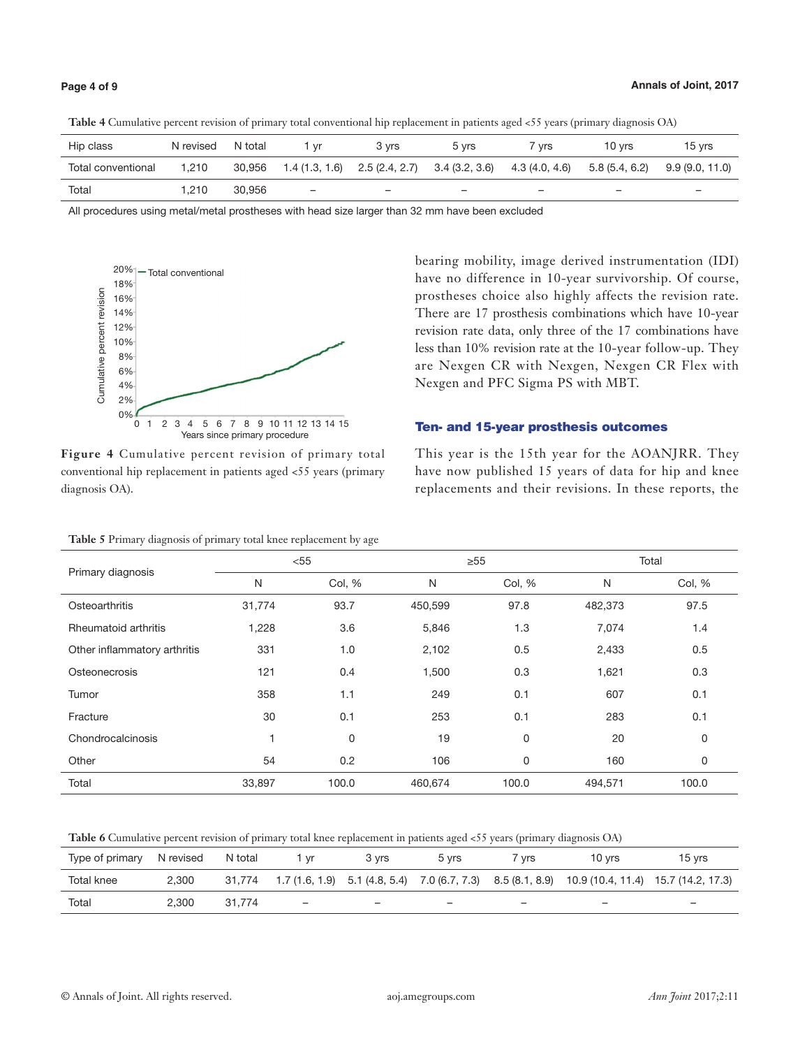**Table 4** Cumulative percent revision of primary total conventional hip replacement in patients aged <55 years (primary diagnosis OA)

| Hip class | N revised | N total | 1 yr | 3 yrs | 5 yrs | 7 yrs | 10 yrs | 15 yrs |
|---|---|---|---|---|---|---|---|---|
| Total conventional | 1,210 | 30,956 | 1.4 (1.3, 1.6) | 2.5 (2.4, 2.7) | 3.4 (3.2, 3.6) | 4.3 (4.0, 4.6) | 5.8 (5.4, 6.2) | 9.9 (9.0, 11.0) |
| Total | 1,210 | 30,956 | – | – | – | – | – | – |

All procedures using metal/metal prostheses with head size larger than 32 mm have been excluded

**Figure 4** Cumulative percent revision of primary total conventional hip replacement in patients aged <55 years (primary diagnosis OA).

bearing mobility, image derived instrumentation (IDI) have no difference in 10-year survivorship. Of course, prostheses choice also highly affects the revision rate. There are 17 prosthesis combinations which have 10-year revision rate data, only three of the 17 combinations have less than 10% revision rate at the 10-year follow-up. They are Nexgen CR with Nexgen, Nexgen CR Flex with Nexgen and PFC Sigma PS with MBT.

## Ten- and 15-year prosthesis outcomes

This year is the 15th year for the AOANJRR. They have now published 15 years of data for hip and knee replacements and their revisions. In these reports, the

**Table 5** Primary diagnosis of primary total knee replacement by age

| Primary diagnosis | <55 | | ≥55 | | Total | |
|---|---|---|---|---|---|---|
| | N | Col, % | N | Col, % | N | Col, % |
| Osteoarthritis | 31,774 | 93.7 | 450,599 | 97.8 | 482,373 | 97.5 |
| Rheumatoid arthritis | 1,228 | 3.6 | 5,846 | 1.3 | 7,074 | 1.4 |
| Other inflammatory arthritis | 331 | 1.0 | 2,102 | 0.5 | 2,433 | 0.5 |
| Osteonecrosis | 121 | 0.4 | 1,500 | 0.3 | 1,621 | 0.3 |
| Tumor | 358 | 1.1 | 249 | 0.1 | 607 | 0.1 |
| Fracture | 30 | 0.1 | 253 | 0.1 | 283 | 0.1 |
| Chondrocalcinosis | 1 | 0 | 19 | 0 | 20 | 0 |
| Other | 54 | 0.2 | 106 | 0 | 160 | 0 |
| Total | 33,897 | 100.0 | 460,674 | 100.0 | 494,571 | 100.0 |

**Table 6** Cumulative percent revision of primary total knee replacement in patients aged <55 years (primary diagnosis OA)

| Type of primary | N revised | N total | 1 yr | 3 yrs | 5 yrs | 7 yrs | 10 yrs | 15 yrs |
|---|---|---|---|---|---|---|---|---|
| Total knee | 2,300 | 31,774 | 1.7 (1.6, 1.9) | 5.1 (4.8, 5.4) | 7.0 (6.7, 7.3) | 8.5 (8.1, 8.9) | 10.9 (10.4, 11.4) | 15.7 (14.2, 17.3) |
| Total | 2,300 | 31,774 | – | – | – | – | – | – |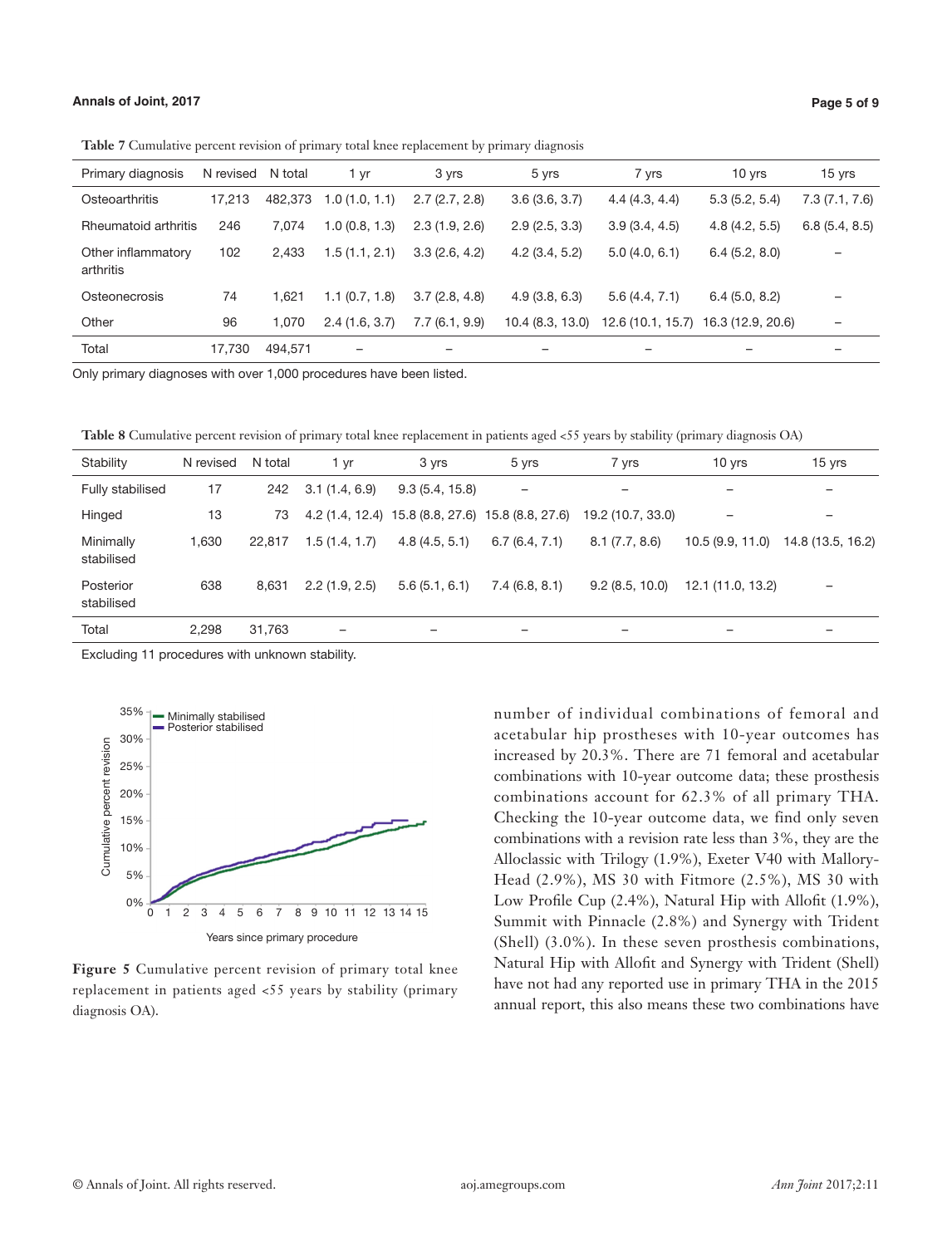**Table 7** Cumulative percent revision of primary total knee replacement by primary diagnosis

| Primary diagnosis | N revised | N total | 1 yr | 3 yrs | 5 yrs | 7 yrs | 10 yrs | 15 yrs |
|---|---|---|---|---|---|---|---|---|
| Osteoarthritis | 17,213 | 482,373 | 1.0 (1.0, 1.1) | 2.7 (2.7, 2.8) | 3.6 (3.6, 3.7) | 4.4 (4.3, 4.4) | 5.3 (5.2, 5.4) | 7.3 (7.1, 7.6) |
| Rheumatoid arthritis | 246 | 7,074 | 1.0 (0.8, 1.3) | 2.3 (1.9, 2.6) | 2.9 (2.5, 3.3) | 3.9 (3.4, 4.5) | 4.8 (4.2, 5.5) | 6.8 (5.4, 8.5) |
| Other inflammatory arthritis | 102 | 2,433 | 1.5 (1.1, 2.1) | 3.3 (2.6, 4.2) | 4.2 (3.4, 5.2) | 5.0 (4.0, 6.1) | 6.4 (5.2, 8.0) | – |
| Osteonecrosis | 74 | 1,621 | 1.1 (0.7, 1.8) | 3.7 (2.8, 4.8) | 4.9 (3.8, 6.3) | 5.6 (4.4, 7.1) | 6.4 (5.0, 8.2) | – |
| Other | 96 | 1,070 | 2.4 (1.6, 3.7) | 7.7 (6.1, 9.9) | 10.4 (8.3, 13.0) | 12.6 (10.1, 15.7) | 16.3 (12.9, 20.6) | – |
| Total | 17,730 | 494,571 | – | – | – | – | – | – |

Only primary diagnoses with over 1,000 procedures have been listed.

**Table 8** Cumulative percent revision of primary total knee replacement in patients aged <55 years by stability (primary diagnosis OA)

| Stability | N revised | N total | 1 yr | 3 yrs | 5 yrs | 7 yrs | 10 yrs | 15 yrs |
|---|---|---|---|---|---|---|---|---|
| Fully stabilised | 17 | 242 | 3.1 (1.4, 6.9) | 9.3 (5.4, 15.8) | – | – | – | – |
| Hinged | 13 | 73 | 4.2 (1.4, 12.4) | 15.8 (8.8, 27.6) | 15.8 (8.8, 27.6) | 19.2 (10.7, 33.0) | – | – |
| Minimally stabilised | 1,630 | 22,817 | 1.5 (1.4, 1.7) | 4.8 (4.5, 5.1) | 6.7 (6.4, 7.1) | 8.1 (7.7, 8.6) | 10.5 (9.9, 11.0) | 14.8 (13.5, 16.2) |
| Posterior stabilised | 638 | 8,631 | 2.2 (1.9, 2.5) | 5.6 (5.1, 6.1) | 7.4 (6.8, 8.1) | 9.2 (8.5, 10.0) | 12.1 (11.0, 13.2) | – |
| Total | 2,298 | 31,763 | – | – | – | – | – | – |

Excluding 11 procedures with unknown stability.

**Figure 5** Cumulative percent revision of primary total knee replacement in patients aged <55 years by stability (primary diagnosis OA).

number of individual combinations of femoral and acetabular hip prostheses with 10-year outcomes has increased by 20.3%. There are 71 femoral and acetabular combinations with 10-year outcome data; these prosthesis combinations account for 62.3% of all primary THA. Checking the 10-year outcome data, we find only seven combinations with a revision rate less than 3%, they are the Alloclassic with Trilogy (1.9%), Exeter V40 with Mallory-Head (2.9%), MS 30 with Fitmore (2.5%), MS 30 with Low Profile Cup (2.4%), Natural Hip with Allofit (1.9%), Summit with Pinnacle (2.8%) and Synergy with Trident (Shell) (3.0%). In these seven prosthesis combinations, Natural Hip with Allofit and Synergy with Trident (Shell) have not had any reported use in primary THA in the 2015 annual report, this also means these two combinations have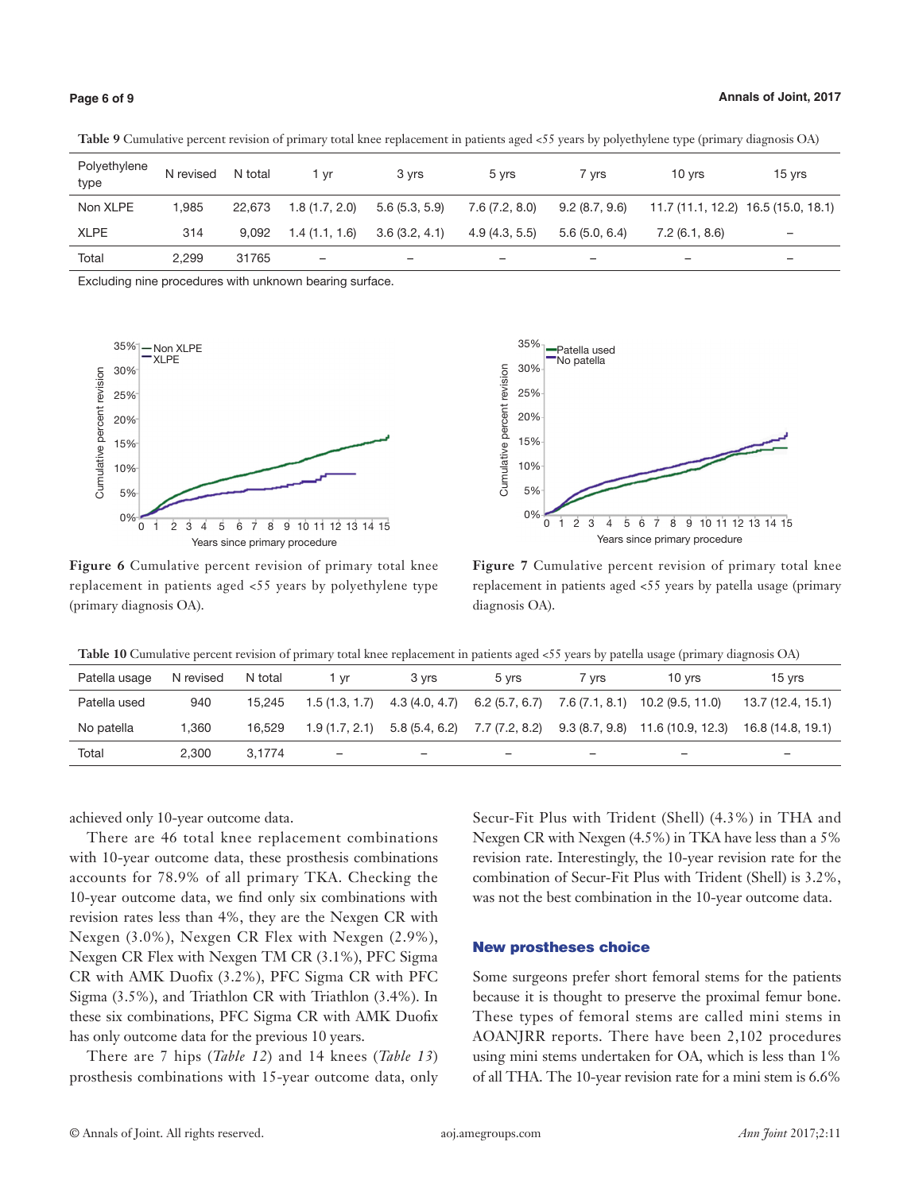**Table 9** Cumulative percent revision of primary total knee replacement in patients aged <55 years by polyethylene type (primary diagnosis OA)

| Polyethylene type | N revised | N total | 1 yr | 3 yrs | 5 yrs | 7 yrs | 10 yrs | 15 yrs |
|---|---|---|---|---|---|---|---|---|
| Non XLPE | 1,985 | 22,673 | 1.8 (1.7, 2.0) | 5.6 (5.3, 5.9) | 7.6 (7.2, 8.0) | 9.2 (8.7, 9.6) | 11.7 (11.1, 12.2) | 16.5 (15.0, 18.1) |
| XLPE | 314 | 9,092 | 1.4 (1.1, 1.6) | 3.6 (3.2, 4.1) | 4.9 (4.3, 5.5) | 5.6 (5.0, 6.4) | 7.2 (6.1, 8.6) | – |
| Total | 2,299 | 31765 | – | – | – | – | – | – |

Excluding nine procedures with unknown bearing surface.

**Figure 6** Cumulative percent revision of primary total knee replacement in patients aged <55 years by polyethylene type (primary diagnosis OA).

**Figure 7** Cumulative percent revision of primary total knee replacement in patients aged <55 years by patella usage (primary diagnosis OA).

**Table 10** Cumulative percent revision of primary total knee replacement in patients aged <55 years by patella usage (primary diagnosis OA)

| Patella usage | N revised | N total | 1 yr | 3 yrs | 5 yrs | 7 yrs | 10 yrs | 15 yrs |
|---|---|---|---|---|---|---|---|---|
| Patella used | 940 | 15,245 | 1.5 (1.3, 1.7) | 4.3 (4.0, 4.7) | 6.2 (5.7, 6.7) | 7.6 (7.1, 8.1) | 10.2 (9.5, 11.0) | 13.7 (12.4, 15.1) |
| No patella | 1,360 | 16,529 | 1.9 (1.7, 2.1) | 5.8 (5.4, 6.2) | 7.7 (7.2, 8.2) | 9.3 (8.7, 9.8) | 11.6 (10.9, 12.3) | 16.8 (14.8, 19.1) |
| Total | 2,300 | 3,1774 | – | – | – | – | – | – |

achieved only 10-year outcome data.

There are 46 total knee replacement combinations with 10-year outcome data, these prosthesis combinations accounts for 78.9% of all primary TKA. Checking the 10-year outcome data, we find only six combinations with revision rates less than 4%, they are the Nexgen CR with Nexgen (3.0%), Nexgen CR Flex with Nexgen (2.9%), Nexgen CR Flex with Nexgen TM CR (3.1%), PFC Sigma CR with AMK Duofix (3.2%), PFC Sigma CR with PFC Sigma (3.5%), and Triathlon CR with Triathlon (3.4%). In these six combinations, PFC Sigma CR with AMK Duofix has only outcome data for the previous 10 years.

There are 7 hips (*Table 12*) and 14 knees (*Table 13*) prosthesis combinations with 15-year outcome data, only Secur-Fit Plus with Trident (Shell) (4.3%) in THA and Nexgen CR with Nexgen (4.5%) in TKA have less than a 5% revision rate. Interestingly, the 10-year revision rate for the combination of Secur-Fit Plus with Trident (Shell) is 3.2%, was not the best combination in the 10-year outcome data.

## New prostheses choice

Some surgeons prefer short femoral stems for the patients because it is thought to preserve the proximal femur bone. These types of femoral stems are called mini stems in AOANJRR reports. There have been 2,102 procedures using mini stems undertaken for OA, which is less than 1% of all THA. The 10-year revision rate for a mini stem is 6.6%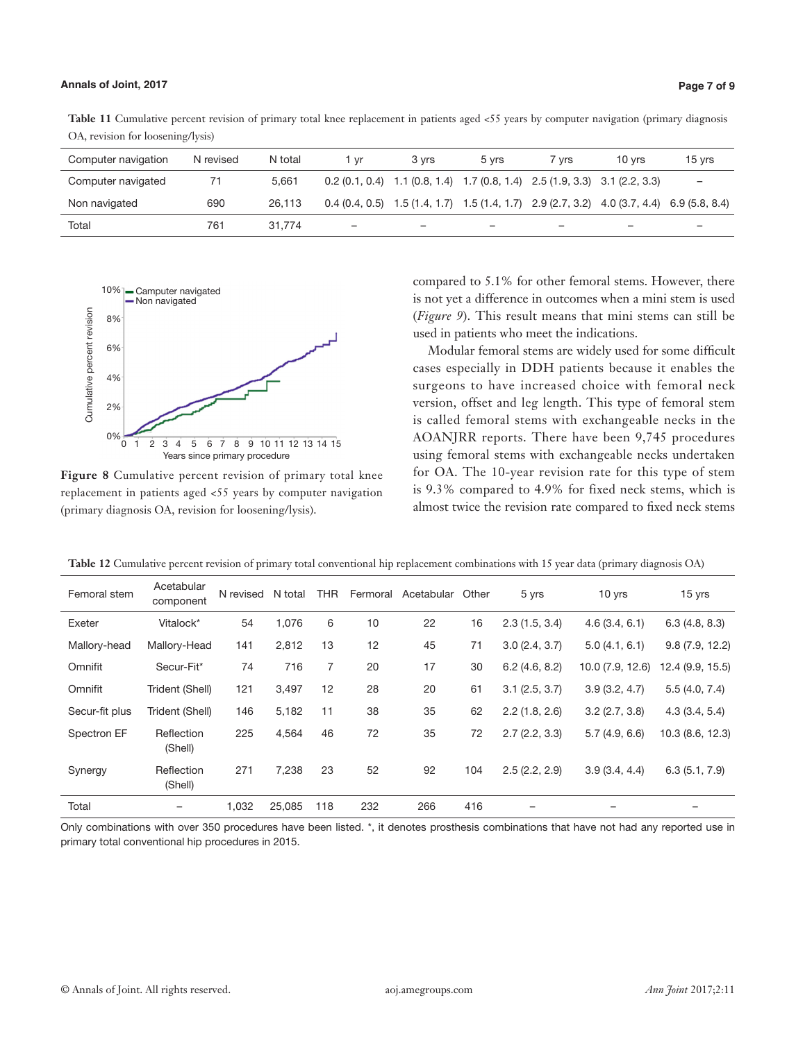**Table 11** Cumulative percent revision of primary total knee replacement in patients aged <55 years by computer navigation (primary diagnosis OA, revision for loosening/lysis)

| Computer navigation | N revised | N total | 1 yr | 3 yrs | 5 yrs | 7 yrs | 10 yrs | 15 yrs |
|---|---|---|---|---|---|---|---|---|
| Computer navigated | 71 | 5,661 | 0.2 (0.1, 0.4) | 1.1 (0.8, 1.4) | 1.7 (0.8, 1.4) | 2.5 (1.9, 3.3) | 3.1 (2.2, 3.3) | – |
| Non navigated | 690 | 26,113 | 0.4 (0.4, 0.5) | 1.5 (1.4, 1.7) | 1.5 (1.4, 1.7) | 2.9 (2.7, 3.2) | 4.0 (3.7, 4.4) | 6.9 (5.8, 8.4) |
| Total | 761 | 31,774 | – | – | – | – | – | – |

**Figure 8** Cumulative percent revision of primary total knee replacement in patients aged <55 years by computer navigation (primary diagnosis OA, revision for loosening/lysis).

compared to 5.1% for other femoral stems. However, there is not yet a difference in outcomes when a mini stem is used (*Figure 9*). This result means that mini stems can still be used in patients who meet the indications.

Modular femoral stems are widely used for some difficult cases especially in DDH patients because it enables the surgeons to have increased choice with femoral neck version, offset and leg length. This type of femoral stem is called femoral stems with exchangeable necks in the AOANJRR reports. There have been 9,745 procedures using femoral stems with exchangeable necks undertaken for OA. The 10-year revision rate for this type of stem is 9.3% compared to 4.9% for fixed neck stems, which is almost twice the revision rate compared to fixed neck stems

**Table 12** Cumulative percent revision of primary total conventional hip replacement combinations with 15 year data (primary diagnosis OA)

| Femoral stem | Acetabular component | N revised | N total | THR | Fermoral | Acetabular | Other | 5 yrs | 10 yrs | 15 yrs |
|---|---|---|---|---|---|---|---|---|---|---|
| Exeter | Vitalock* | 54 | 1,076 | 6 | 10 | 22 | 16 | 2.3 (1.5, 3.4) | 4.6 (3.4, 6.1) | 6.3 (4.8, 8.3) |
| Mallory-head | Mallory-Head | 141 | 2,812 | 13 | 12 | 45 | 71 | 3.0 (2.4, 3.7) | 5.0 (4.1, 6.1) | 9.8 (7.9, 12.2) |
| Omnifit | Secur-Fit* | 74 | 716 | 7 | 20 | 17 | 30 | 6.2 (4.6, 8.2) | 10.0 (7.9, 12.6) | 12.4 (9.9, 15.5) |
| Omnifit | Trident (Shell) | 121 | 3,497 | 12 | 28 | 20 | 61 | 3.1 (2.5, 3.7) | 3.9 (3.2, 4.7) | 5.5 (4.0, 7.4) |
| Secur-fit plus | Trident (Shell) | 146 | 5,182 | 11 | 38 | 35 | 62 | 2.2 (1.8, 2.6) | 3.2 (2.7, 3.8) | 4.3 (3.4, 5.4) |
| Spectron EF | Reflection (Shell) | 225 | 4,564 | 46 | 72 | 35 | 72 | 2.7 (2.2, 3.3) | 5.7 (4.9, 6.6) | 10.3 (8.6, 12.3) |
| Synergy | Reflection (Shell) | 271 | 7,238 | 23 | 52 | 92 | 104 | 2.5 (2.2, 2.9) | 3.9 (3.4, 4.4) | 6.3 (5.1, 7.9) |
| Total | – | 1,032 | 25,085 | 118 | 232 | 266 | 416 | – | – | – |

Only combinations with over 350 procedures have been listed. *, it denotes prosthesis combinations that have not had any reported use in primary total conventional hip procedures in 2015.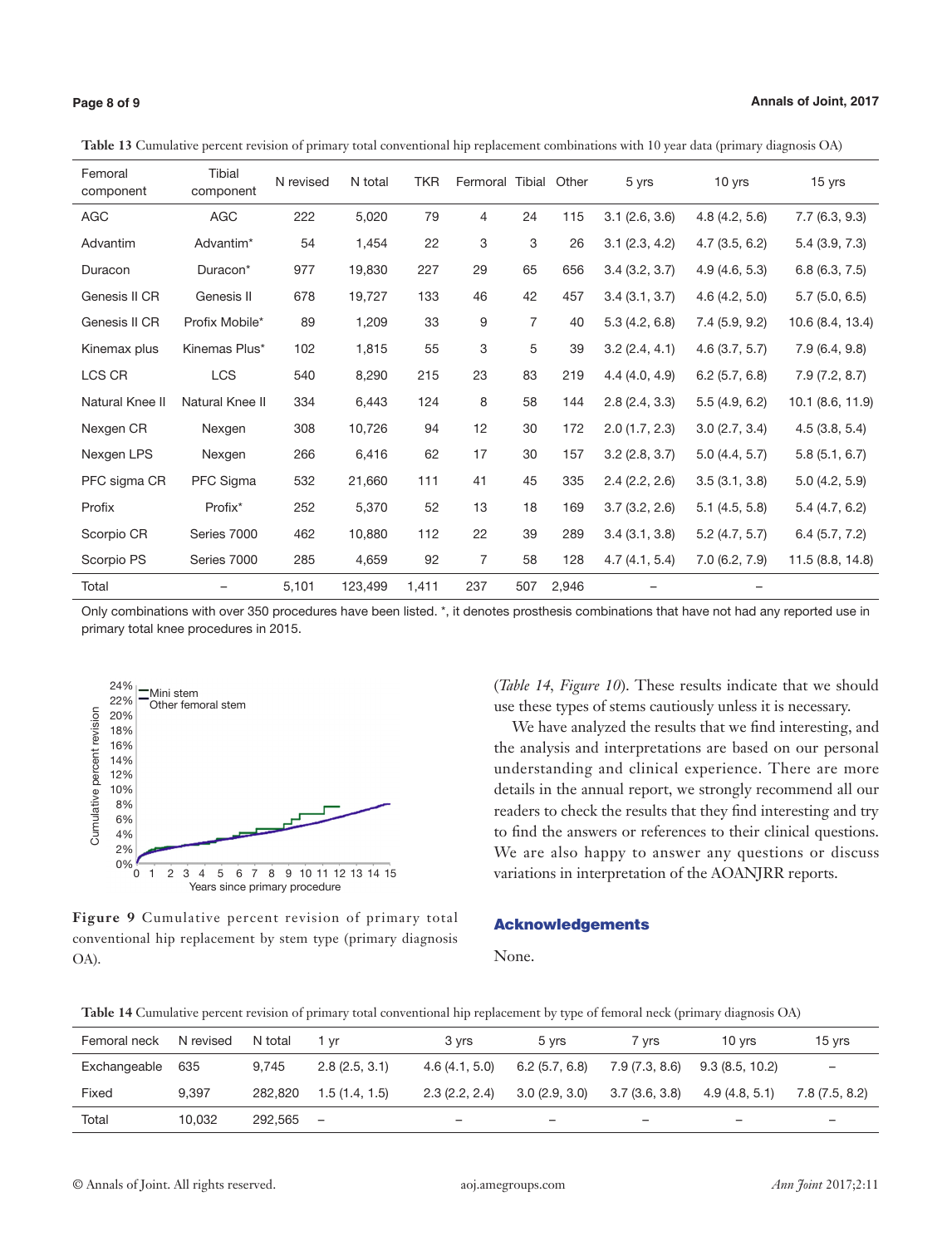**Table 13** Cumulative percent revision of primary total conventional hip replacement combinations with 10 year data (primary diagnosis OA)

| Femoral component | Tibial component | N revised | N total | TKR | Fermoral | Tibial | Other | 5 yrs | 10 yrs | 15 yrs |
|---|---|---|---|---|---|---|---|---|---|---|
| AGC | AGC | 222 | 5,020 | 79 | 4 | 24 | 115 | 3.1 (2.6, 3.6) | 4.8 (4.2, 5.6) | 7.7 (6.3, 9.3) |
| Advantim | Advantim* | 54 | 1,454 | 22 | 3 | 3 | 26 | 3.1 (2.3, 4.2) | 4.7 (3.5, 6.2) | 5.4 (3.9, 7.3) |
| Duracon | Duracon* | 977 | 19,830 | 227 | 29 | 65 | 656 | 3.4 (3.2, 3.7) | 4.9 (4.6, 5.3) | 6.8 (6.3, 7.5) |
| Genesis II CR | Genesis II | 678 | 19,727 | 133 | 46 | 42 | 457 | 3.4 (3.1, 3.7) | 4.6 (4.2, 5.0) | 5.7 (5.0, 6.5) |
| Genesis II CR | Profix Mobile* | 89 | 1,209 | 33 | 9 | 7 | 40 | 5.3 (4.2, 6.8) | 7.4 (5.9, 9.2) | 10.6 (8.4, 13.4) |
| Kinemax plus | Kinemas Plus* | 102 | 1,815 | 55 | 3 | 5 | 39 | 3.2 (2.4, 4.1) | 4.6 (3.7, 5.7) | 7.9 (6.4, 9.8) |
| LCS CR | LCS | 540 | 8,290 | 215 | 23 | 83 | 219 | 4.4 (4.0, 4.9) | 6.2 (5.7, 6.8) | 7.9 (7.2, 8.7) |
| Natural Knee II | Natural Knee II | 334 | 6,443 | 124 | 8 | 58 | 144 | 2.8 (2.4, 3.3) | 5.5 (4.9, 6.2) | 10.1 (8.6, 11.9) |
| Nexgen CR | Nexgen | 308 | 10,726 | 94 | 12 | 30 | 172 | 2.0 (1.7, 2.3) | 3.0 (2.7, 3.4) | 4.5 (3.8, 5.4) |
| Nexgen LPS | Nexgen | 266 | 6,416 | 62 | 17 | 30 | 157 | 3.2 (2.8, 3.7) | 5.0 (4.4, 5.7) | 5.8 (5.1, 6.7) |
| PFC sigma CR | PFC Sigma | 532 | 21,660 | 111 | 41 | 45 | 335 | 2.4 (2.2, 2.6) | 3.5 (3.1, 3.8) | 5.0 (4.2, 5.9) |
| Profix | Profix* | 252 | 5,370 | 52 | 13 | 18 | 169 | 3.7 (3.2, 2.6) | 5.1 (4.5, 5.8) | 5.4 (4.7, 6.2) |
| Scorpio CR | Series 7000 | 462 | 10,880 | 112 | 22 | 39 | 289 | 3.4 (3.1, 3.8) | 5.2 (4.7, 5.7) | 6.4 (5.7, 7.2) |
| Scorpio PS | Series 7000 | 285 | 4,659 | 92 | 7 | 58 | 128 | 4.7 (4.1, 5.4) | 7.0 (6.2, 7.9) | 11.5 (8.8, 14.8) |
| Total | – | 5,101 | 123,499 | 1,411 | 237 | 507 | 2,946 | – | – | |

Only combinations with over 350 procedures have been listed. *, it denotes prosthesis combinations that have not had any reported use in primary total knee procedures in 2015.

**Figure 9** Cumulative percent revision of primary total conventional hip replacement by stem type (primary diagnosis OA).

(*Table 14*, *Figure 10*). These results indicate that we should use these types of stems cautiously unless it is necessary.

We have analyzed the results that we find interesting, and the analysis and interpretations are based on our personal understanding and clinical experience. There are more details in the annual report, we strongly recommend all our readers to check the results that they find interesting and try to find the answers or references to their clinical questions. We are also happy to answer any questions or discuss variations in interpretation of the AOANJRR reports.

## Acknowledgements

None.

**Table 14** Cumulative percent revision of primary total conventional hip replacement by type of femoral neck (primary diagnosis OA)

| Femoral neck | N revised | N total | 1 yr | 3 yrs | 5 yrs | 7 yrs | 10 yrs | 15 yrs |
|---|---|---|---|---|---|---|---|---|
| Exchangeable | 635 | 9,745 | 2.8 (2.5, 3.1) | 4.6 (4.1, 5.0) | 6.2 (5.7, 6.8) | 7.9 (7.3, 8.6) | 9.3 (8.5, 10.2) | – |
| Fixed | 9,397 | 282,820 | 1.5 (1.4, 1.5) | 2.3 (2.2, 2.4) | 3.0 (2.9, 3.0) | 3.7 (3.6, 3.8) | 4.9 (4.8, 5.1) | 7.8 (7.5, 8.2) |
| Total | 10,032 | 292,565 | – | – | – | – | – | – |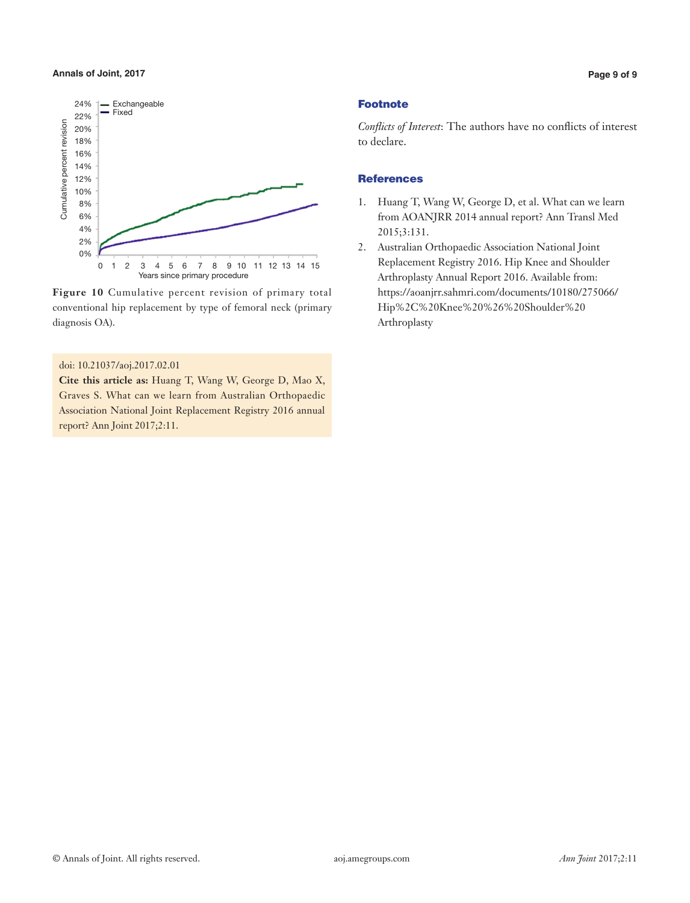24%
22%
20%
18%
16%
14%
12%
10%
8%
6%
4%
2%
0%

Cumulative percent revision

Exchangeable
Fixed

0 1 2 3 4 5 6 7 8 9 10 11 12 13 14 15

Years since primary procedure

**Figure 10** Cumulative percent revision of primary total conventional hip replacement by type of femoral neck (primary diagnosis OA).

doi: 10.21037/aoj.2017.02.01

**Cite this article as:** Huang T, Wang W, George D, Mao X, Graves S. What can we learn from Australian Orthopaedic Association National Joint Replacement Registry 2016 annual report? Ann Joint 2017;2:11.

## Footnote

*Conflicts of Interest*: The authors have no conflicts of interest to declare.

## References

1. Huang T, Wang W, George D, et al. What can we learn from AOANJRR 2014 annual report? Ann Transl Med 2015;3:131.
2. Australian Orthopaedic Association National Joint Replacement Registry 2016. Hip Knee and Shoulder Arthroplasty Annual Report 2016. Available from: https://aoanjrr.sahmri.com/documents/10180/275066/Hip%2C%20Knee%20%26%20Shoulder%20Arthroplasty